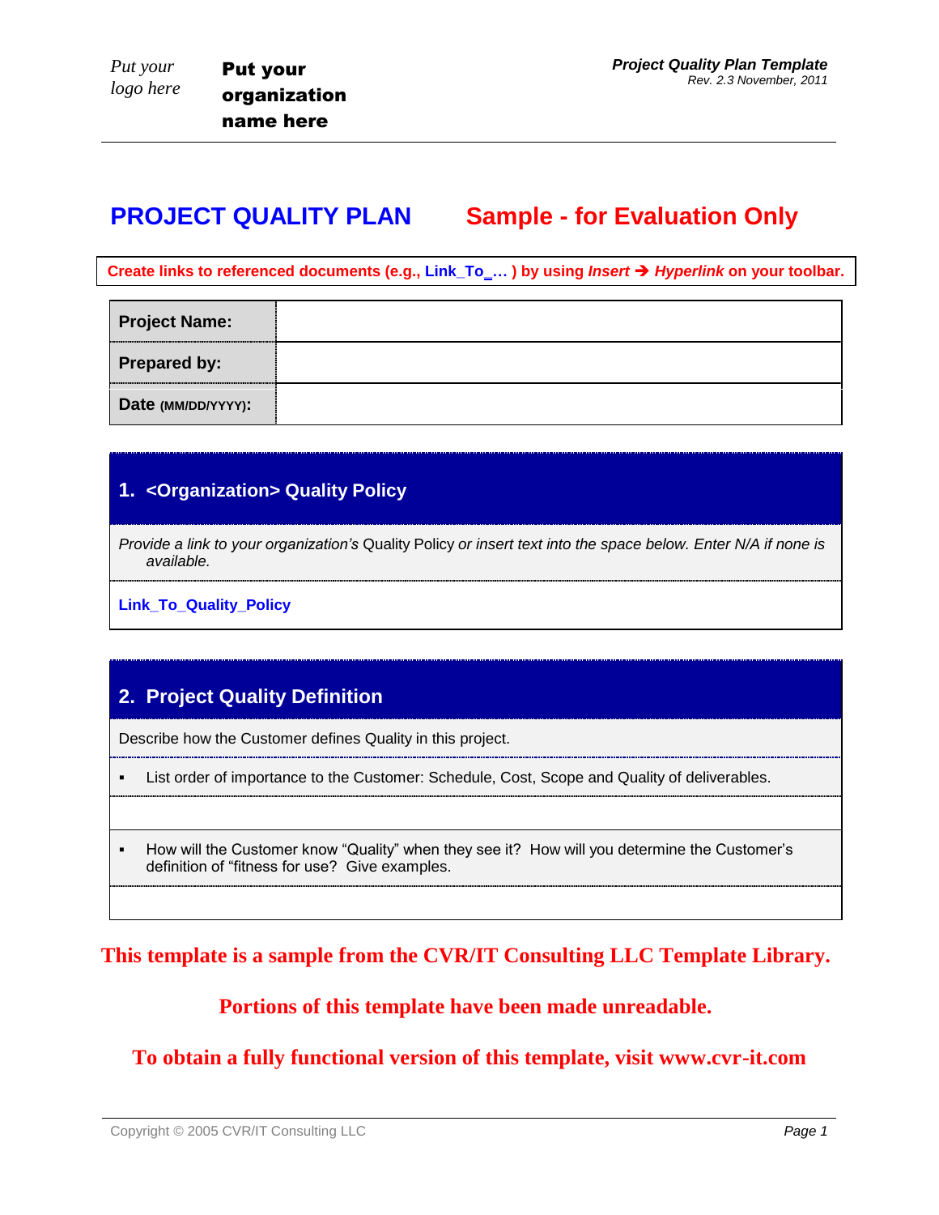Put your logo here

**Put your organization name here**

***Project Quality Plan Template***
*Rev. 2.3 November, 2011*

# PROJECT QUALITY PLAN    Sample - for Evaluation Only

**Create links to referenced documents (e.g., Link_To_… ) by using *Insert* ➔ *Hyperlink* on your toolbar.**

| | |
|---|---|
| **Project Name:** | |
| **Prepared by:** | |
| **Date (MM/DD/YYYY):** | |

## 1. <Organization> Quality Policy

*Provide a link to your organization's* Quality Policy *or insert text into the space below. Enter N/A if none is available.*

**Link_To_Quality_Policy**

## 2. Project Quality Definition

Describe how the Customer defines Quality in this project.

- List order of importance to the Customer: Schedule, Cost, Scope and Quality of deliverables.

- How will the Customer know "Quality" when they see it? How will you determine the Customer's definition of "fitness for use? Give examples.

**This template is a sample from the CVR/IT Consulting LLC Template Library.**

**Portions of this template have been made unreadable.**

**To obtain a fully functional version of this template, visit www.cvr-it.com**

Copyright © 2005 CVR/IT Consulting LLC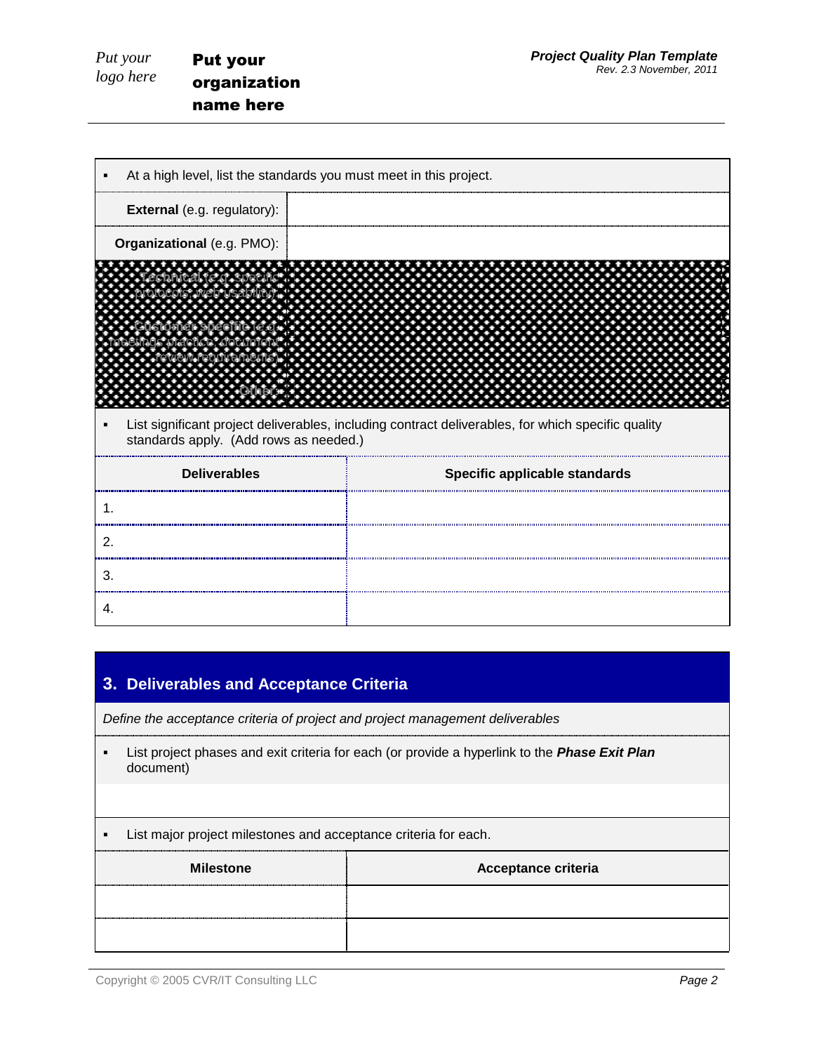- At a high level, list the standards you must meet in this project.

| | |
|---|---|
| **External** (e.g. regulatory): | |
| **Organizational** (e.g. PMO): | |
| Technical (e.g. specific protocols, web usability): | |
| Customer specific (e.g. meetings practice, document review requirements): | |
| Other: | |

- List significant project deliverables, including contract deliverables, for which specific quality standards apply. (Add rows as needed.)

| Deliverables | Specific applicable standards |
|---|---|
| 1. | |
| 2. | |
| 3. | |
| 4. | |

## 3. Deliverables and Acceptance Criteria

*Define the acceptance criteria of project and project management deliverables*

- List project phases and exit criteria for each (or provide a hyperlink to the ***Phase Exit Plan*** document)

- List major project milestones and acceptance criteria for each.

| Milestone | Acceptance criteria |
|---|---|
| | |
| | |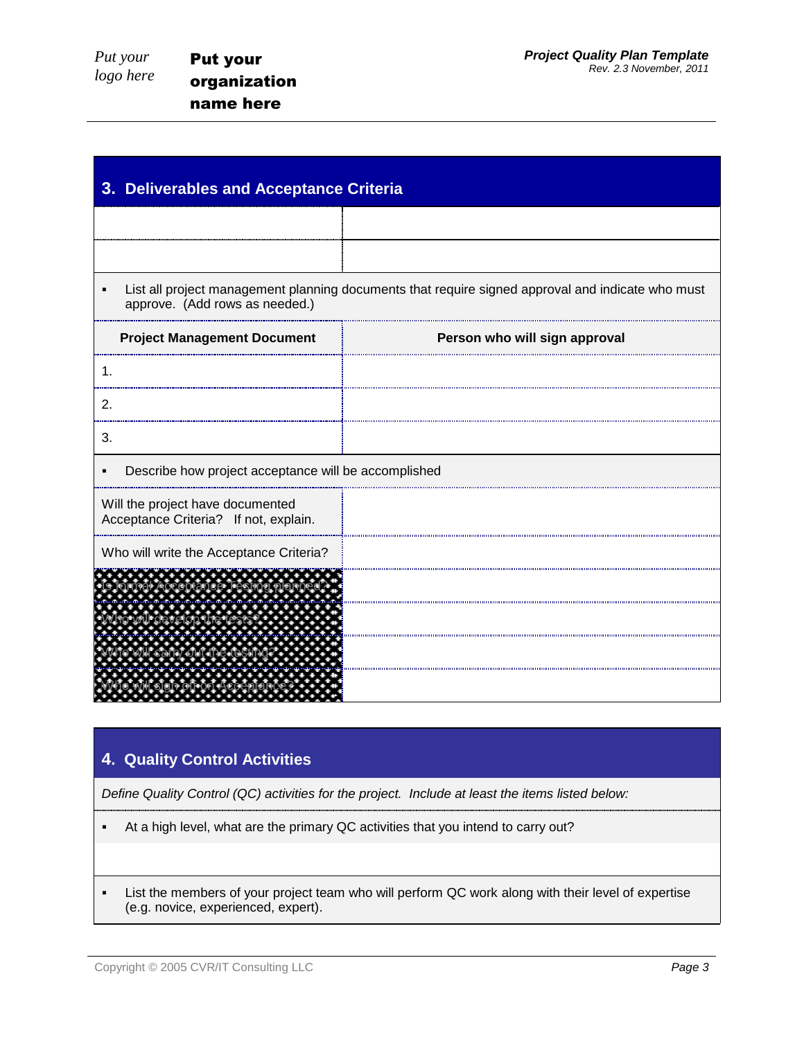## 3. Deliverables and Acceptance Criteria

| | |
|---|---|
| | |
| | |

- List all project management planning documents that require signed approval and indicate who must approve. (Add rows as needed.)

| Project Management Document | Person who will sign approval |
|---|---|
| 1. | |
| 2. | |
| 3. | |

- Describe how project acceptance will be accomplished

| | |
|---|---|
| Will the project have documented Acceptance Criteria? If not, explain. | |
| Who will write the Acceptance Criteria? | |
| Is formal Acceptance Testing planned? | |
| Who will develop the tests? | |
| Who will carry out the testing? | |
| Who will sign off on Acceptance? | |

## 4. Quality Control Activities

*Define Quality Control (QC) activities for the project. Include at least the items listed below:*

- At a high level, what are the primary QC activities that you intend to carry out?

- List the members of your project team who will perform QC work along with their level of expertise (e.g. novice, experienced, expert).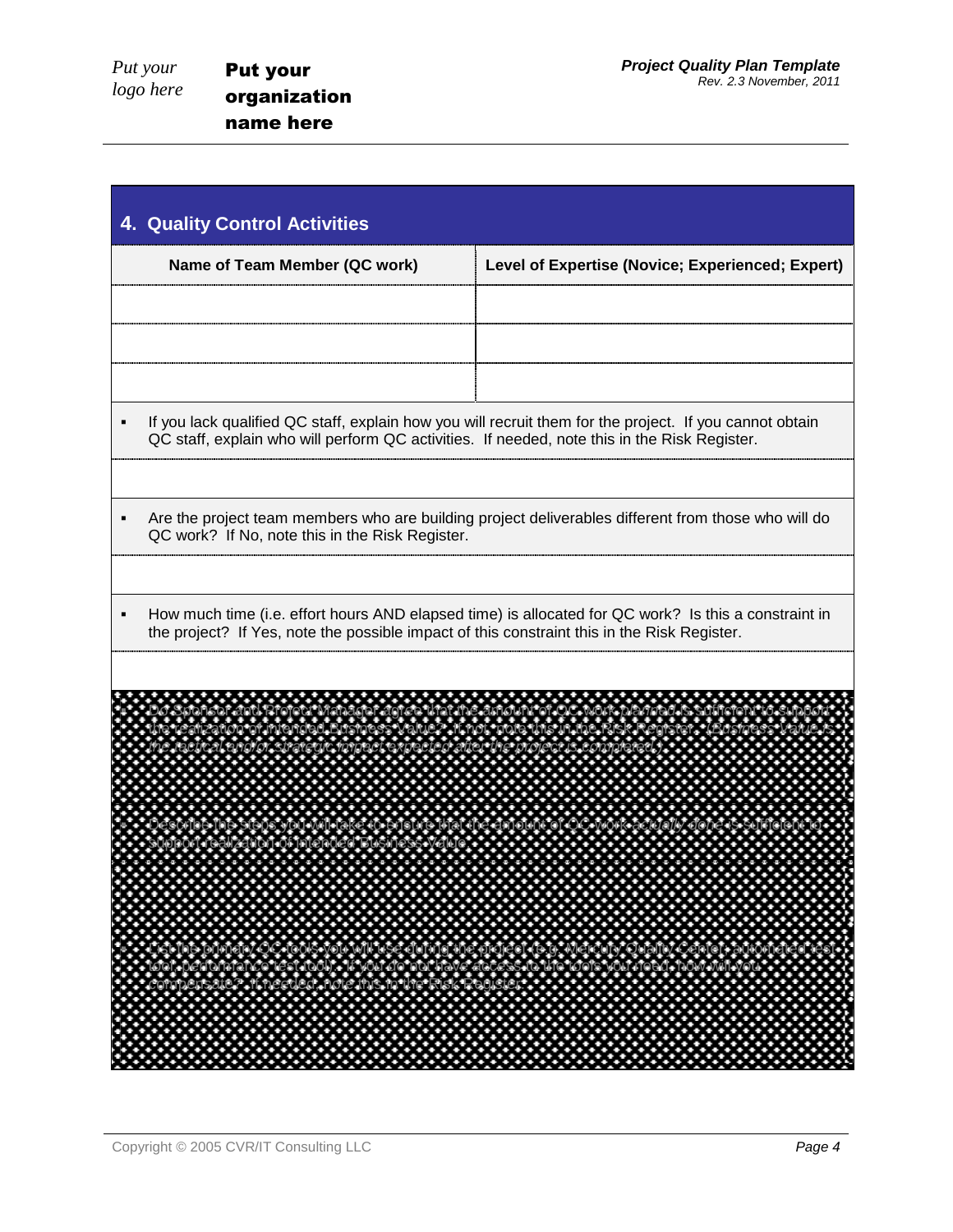## 4. Quality Control Activities

| Name of Team Member (QC work) | Level of Expertise (Novice; Experienced; Expert) |
|---|---|
| | |
| | |
| | |

- If you lack qualified QC staff, explain how you will recruit them for the project. If you cannot obtain QC staff, explain who will perform QC activities. If needed, note this in the Risk Register.

- Are the project team members who are building project deliverables different from those who will do QC work? If No, note this in the Risk Register.

- How much time (i.e. effort hours AND elapsed time) is allocated for QC work? Is this a constraint in the project? If Yes, note the possible impact of this constraint this in the Risk Register.

- Do Sponsor and Project Manager agree that the amount of QC work *planned* is sufficient to support the realization of intended Business Value? If not, note this in the Risk Register. *(Business Value is the tactical and/or strategic impact expected after the project is completed.)*

- Describe the steps you will take to ensure that the amount of QC work *actually done* is sufficient to support realization of intended Business Value.

- List the primary QC tools you will use during the project (e.g. Mercury Quality Center, automated test tool, performance test tool). If you do not have access to the tools you need, how will you compensate? If needed, note this in the Risk Register.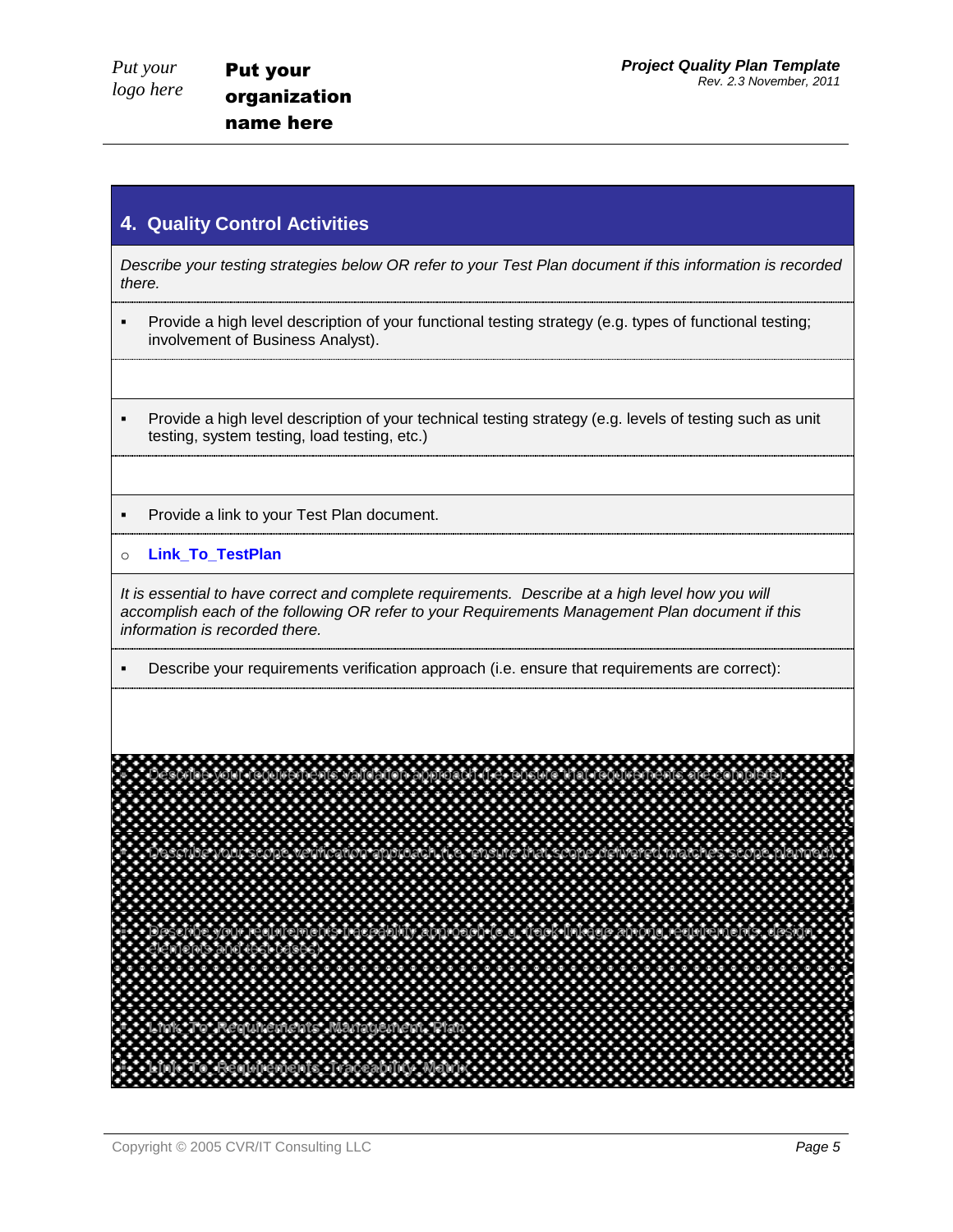## 4. Quality Control Activities

*Describe your testing strategies below OR refer to your Test Plan document if this information is recorded there.*

- Provide a high level description of your functional testing strategy (e.g. types of functional testing; involvement of Business Analyst).

- Provide a high level description of your technical testing strategy (e.g. levels of testing such as unit testing, system testing, load testing, etc.)

- Provide a link to your Test Plan document.
  - **Link_To_TestPlan**

*It is essential to have correct and complete requirements. Describe at a high level how you will accomplish each of the following OR refer to your Requirements Management Plan document if this information is recorded there.*

- Describe your requirements verification approach (i.e. ensure that requirements are correct):

- Describe your requirements validation approach (i.e. ensure that requirements are complete):

- Describe your scope verification approach (i.e. ensure that scope delivered matches scope planned):

- Describe your requirements traceability approach (e.g. track linkage among requirements, design elements and test cases):

- Link_To_Requirements_Management_Plan
- Link_To_Requirements_Traceability_Matrix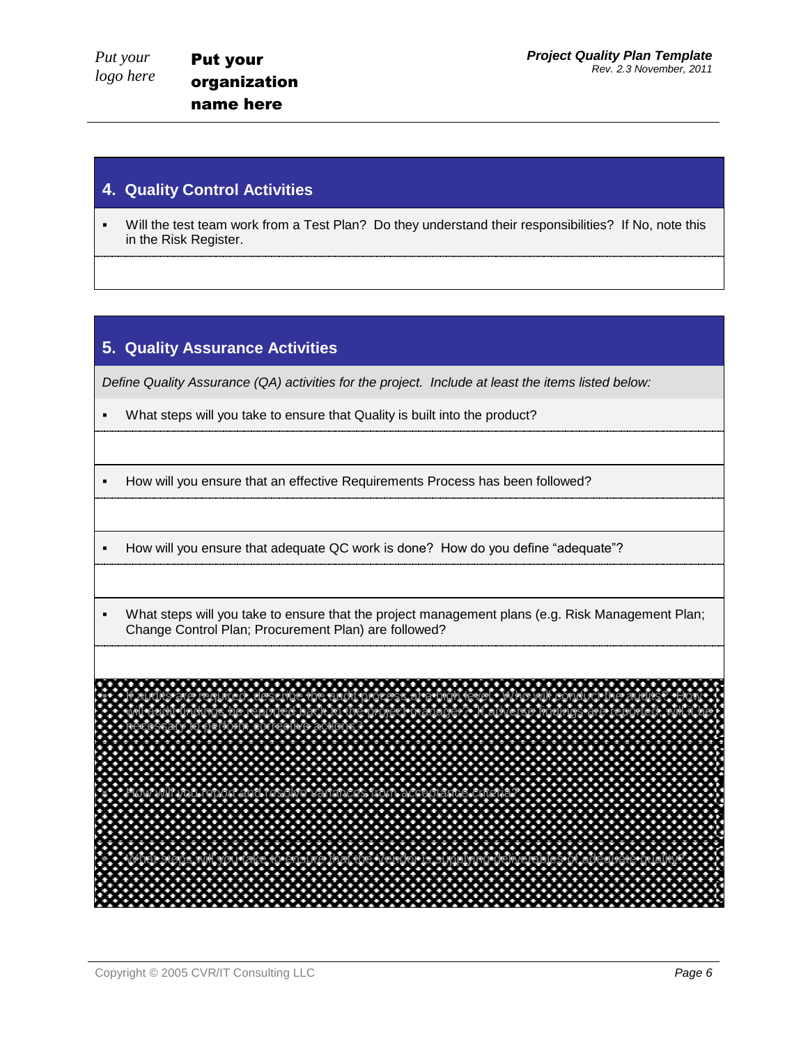## 4. Quality Control Activities

- Will the test team work from a Test Plan? Do they understand their responsibilities? If No, note this in the Risk Register.

## 5. Quality Assurance Activities

*Define Quality Assurance (QA) activities for the project. Include at least the items listed below:*

- What steps will you take to ensure that Quality is built into the product?

- How will you ensure that an effective Requirements Process has been followed?

- How will you ensure that adequate QC work is done? How do you define "adequate"?

- What steps will you take to ensure that the project management plans (e.g. Risk Management Plan; Change Control Plan; Procurement Plan) are followed?

- If audits are required, describe the audit process at a high level. Who will conduct the audits? How will audit findings be reported back to the project manager? If adverse findings are reported, will it be necessary to perform corrective actions?

- How will you report and resolve variances from acceptance criteria?

- What steps will you take to ensure that the Vendor is supplying deliverables of adequate quality?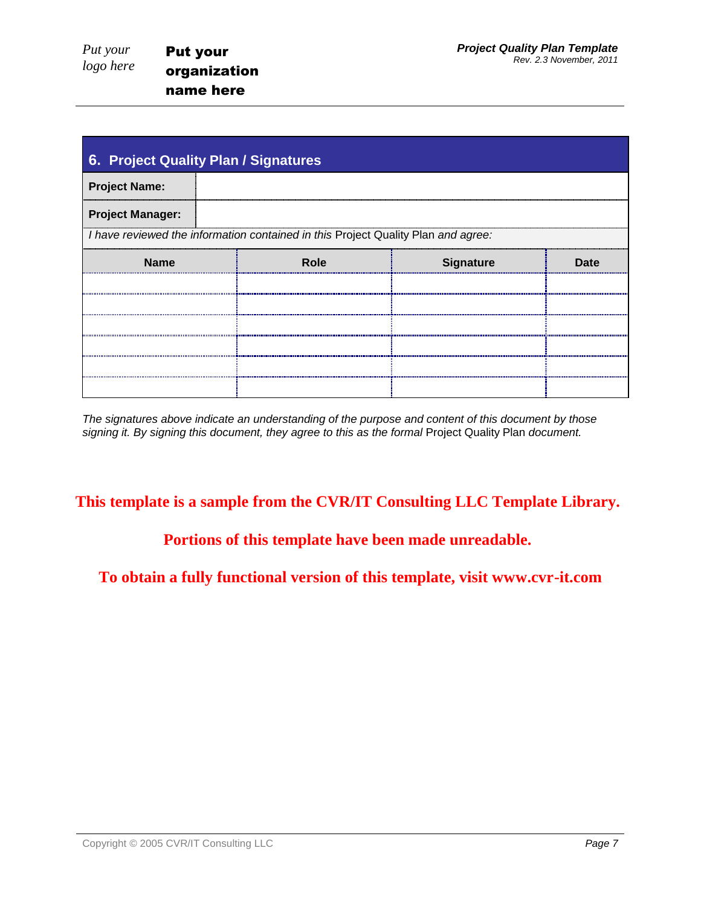## 6. Project Quality Plan / Signatures

| | |
|---|---|
| **Project Name:** | |
| **Project Manager:** | |

*I have reviewed the information contained in this* Project Quality Plan *and agree:*

| Name | Role | Signature | Date |
|---|---|---|---|
| | | | |
| | | | |
| | | | |
| | | | |
| | | | |
| | | | |

*The signatures above indicate an understanding of the purpose and content of this document by those signing it. By signing this document, they agree to this as the formal* Project Quality Plan *document.*

**This template is a sample from the CVR/IT Consulting LLC Template Library.**

**Portions of this template have been made unreadable.**

**To obtain a fully functional version of this template, visit www.cvr-it.com**